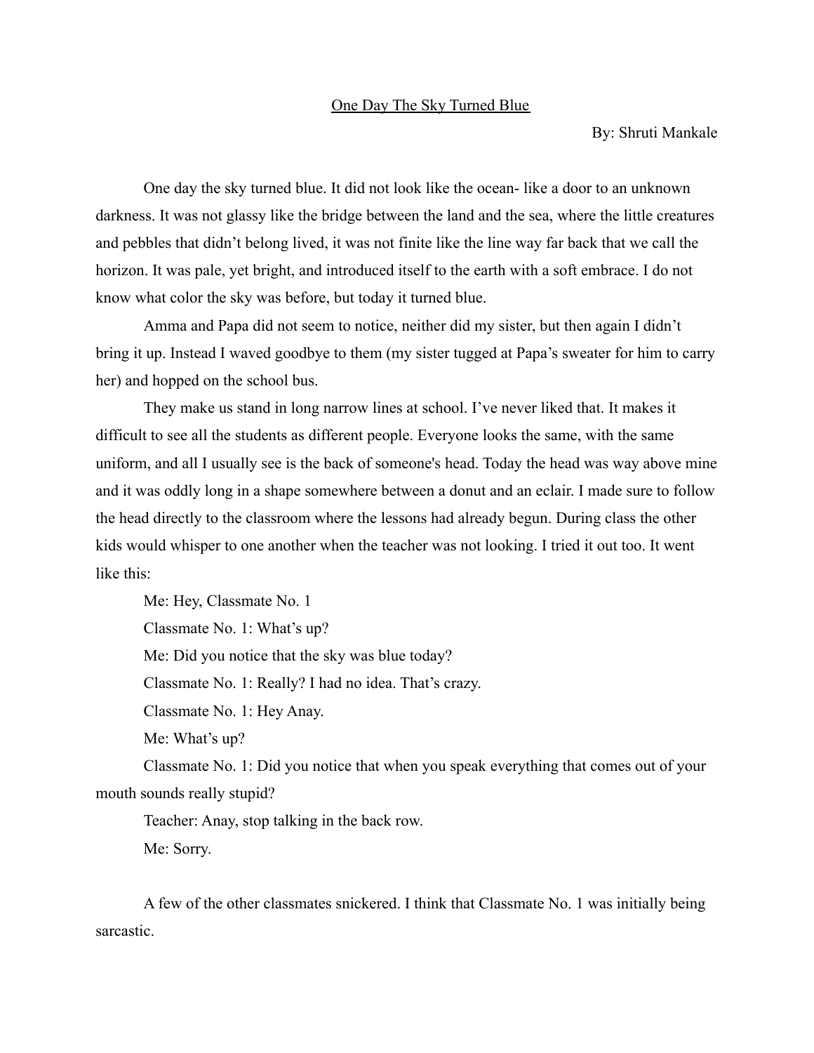# One Day The Sky Turned Blue

By: Shruti Mankale

One day the sky turned blue. It did not look like the ocean- like a door to an unknown darkness. It was not glassy like the bridge between the land and the sea, where the little creatures and pebbles that didn't belong lived, it was not finite like the line way far back that we call the horizon. It was pale, yet bright, and introduced itself to the earth with a soft embrace. I do not know what color the sky was before, but today it turned blue.

Amma and Papa did not seem to notice, neither did my sister, but then again I didn't bring it up. Instead I waved goodbye to them (my sister tugged at Papa's sweater for him to carry her) and hopped on the school bus.

They make us stand in long narrow lines at school. I've never liked that. It makes it difficult to see all the students as different people. Everyone looks the same, with the same uniform, and all I usually see is the back of someone's head. Today the head was way above mine and it was oddly long in a shape somewhere between a donut and an eclair. I made sure to follow the head directly to the classroom where the lessons had already begun. During class the other kids would whisper to one another when the teacher was not looking. I tried it out too. It went like this:

Me: Hey, Classmate No. 1

Classmate No. 1: What's up?

Me: Did you notice that the sky was blue today?

Classmate No. 1: Really? I had no idea. That's crazy.

Classmate No. 1: Hey Anay.

Me: What's up?

Classmate No. 1: Did you notice that when you speak everything that comes out of your mouth sounds really stupid?

Teacher: Anay, stop talking in the back row.

Me: Sorry.

A few of the other classmates snickered. I think that Classmate No. 1 was initially being sarcastic.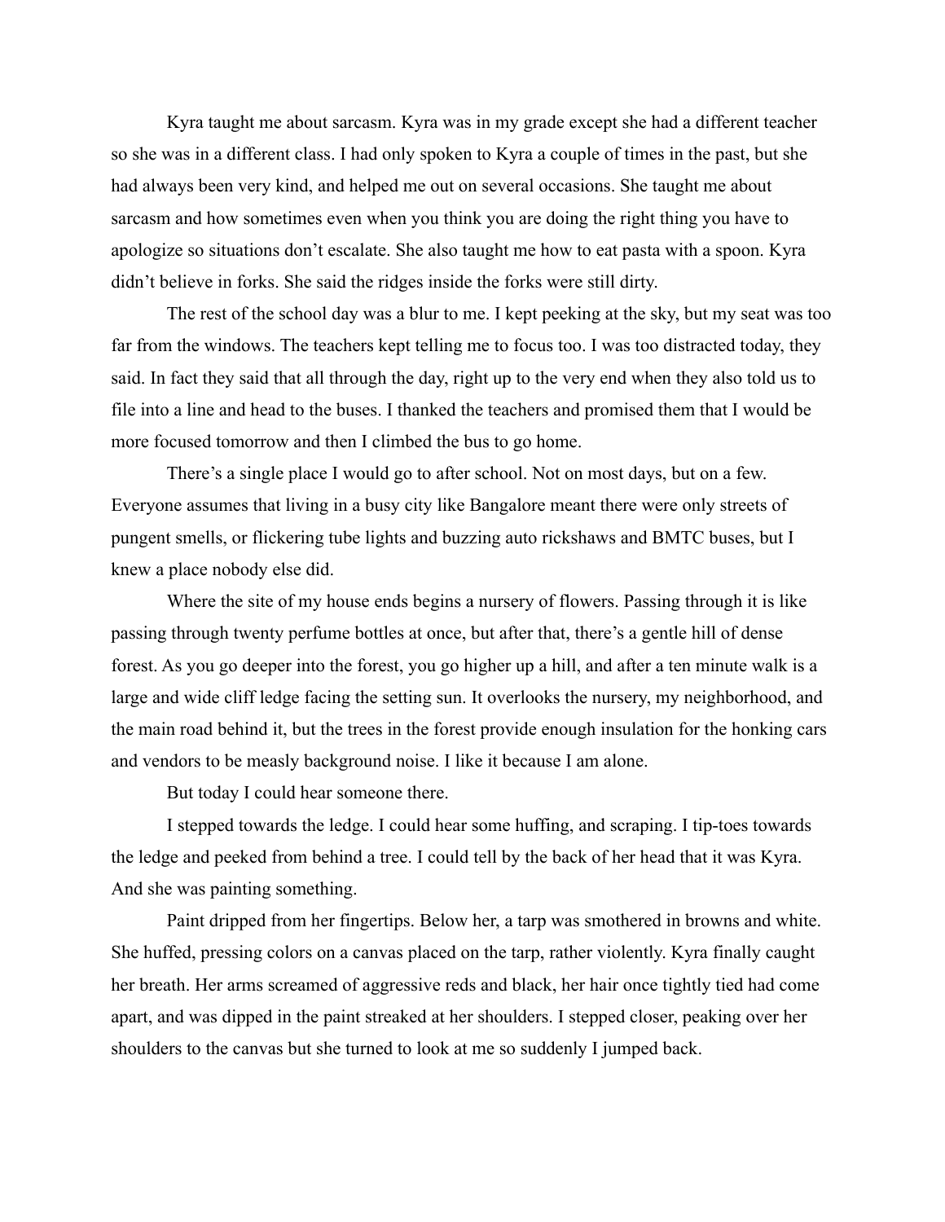Kyra taught me about sarcasm. Kyra was in my grade except she had a different teacher so she was in a different class. I had only spoken to Kyra a couple of times in the past, but she had always been very kind, and helped me out on several occasions. She taught me about sarcasm and how sometimes even when you think you are doing the right thing you have to apologize so situations don't escalate. She also taught me how to eat pasta with a spoon. Kyra didn't believe in forks. She said the ridges inside the forks were still dirty.

The rest of the school day was a blur to me. I kept peeking at the sky, but my seat was too far from the windows. The teachers kept telling me to focus too. I was too distracted today, they said. In fact they said that all through the day, right up to the very end when they also told us to file into a line and head to the buses. I thanked the teachers and promised them that I would be more focused tomorrow and then I climbed the bus to go home.

There's a single place I would go to after school. Not on most days, but on a few. Everyone assumes that living in a busy city like Bangalore meant there were only streets of pungent smells, or flickering tube lights and buzzing auto rickshaws and BMTC buses, but I knew a place nobody else did.

Where the site of my house ends begins a nursery of flowers. Passing through it is like passing through twenty perfume bottles at once, but after that, there's a gentle hill of dense forest. As you go deeper into the forest, you go higher up a hill, and after a ten minute walk is a large and wide cliff ledge facing the setting sun. It overlooks the nursery, my neighborhood, and the main road behind it, but the trees in the forest provide enough insulation for the honking cars and vendors to be measly background noise. I like it because I am alone.

But today I could hear someone there.

I stepped towards the ledge. I could hear some huffing, and scraping. I tip-toes towards the ledge and peeked from behind a tree. I could tell by the back of her head that it was Kyra. And she was painting something.

Paint dripped from her fingertips. Below her, a tarp was smothered in browns and white. She huffed, pressing colors on a canvas placed on the tarp, rather violently. Kyra finally caught her breath. Her arms screamed of aggressive reds and black, her hair once tightly tied had come apart, and was dipped in the paint streaked at her shoulders. I stepped closer, peaking over her shoulders to the canvas but she turned to look at me so suddenly I jumped back.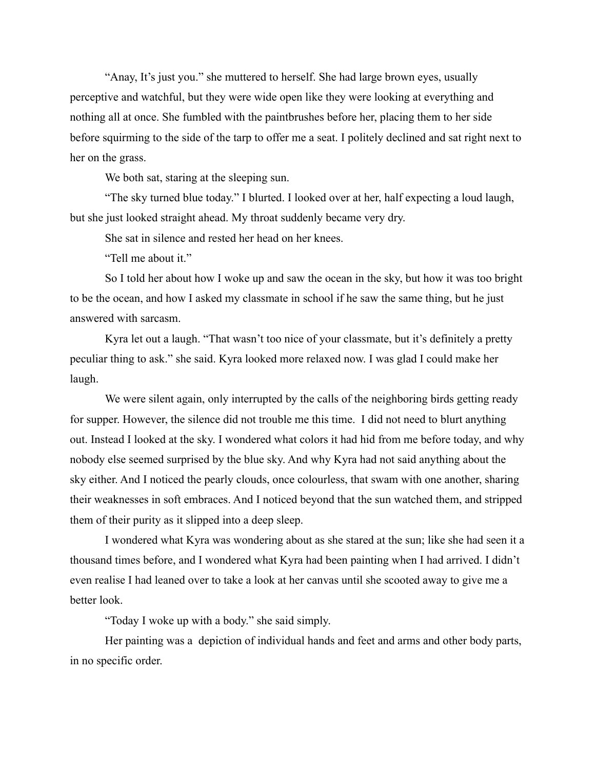"Anay, It's just you." she muttered to herself. She had large brown eyes, usually perceptive and watchful, but they were wide open like they were looking at everything and nothing all at once. She fumbled with the paintbrushes before her, placing them to her side before squirming to the side of the tarp to offer me a seat. I politely declined and sat right next to her on the grass.

We both sat, staring at the sleeping sun.

"The sky turned blue today." I blurted. I looked over at her, half expecting a loud laugh, but she just looked straight ahead. My throat suddenly became very dry.

She sat in silence and rested her head on her knees.

"Tell me about it."

So I told her about how I woke up and saw the ocean in the sky, but how it was too bright to be the ocean, and how I asked my classmate in school if he saw the same thing, but he just answered with sarcasm.

Kyra let out a laugh. "That wasn't too nice of your classmate, but it's definitely a pretty peculiar thing to ask." she said. Kyra looked more relaxed now. I was glad I could make her laugh.

We were silent again, only interrupted by the calls of the neighboring birds getting ready for supper. However, the silence did not trouble me this time. I did not need to blurt anything out. Instead I looked at the sky. I wondered what colors it had hid from me before today, and why nobody else seemed surprised by the blue sky. And why Kyra had not said anything about the sky either. And I noticed the pearly clouds, once colourless, that swam with one another, sharing their weaknesses in soft embraces. And I noticed beyond that the sun watched them, and stripped them of their purity as it slipped into a deep sleep.

I wondered what Kyra was wondering about as she stared at the sun; like she had seen it a thousand times before, and I wondered what Kyra had been painting when I had arrived. I didn't even realise I had leaned over to take a look at her canvas until she scooted away to give me a better look.

"Today I woke up with a body." she said simply.

Her painting was a depiction of individual hands and feet and arms and other body parts, in no specific order.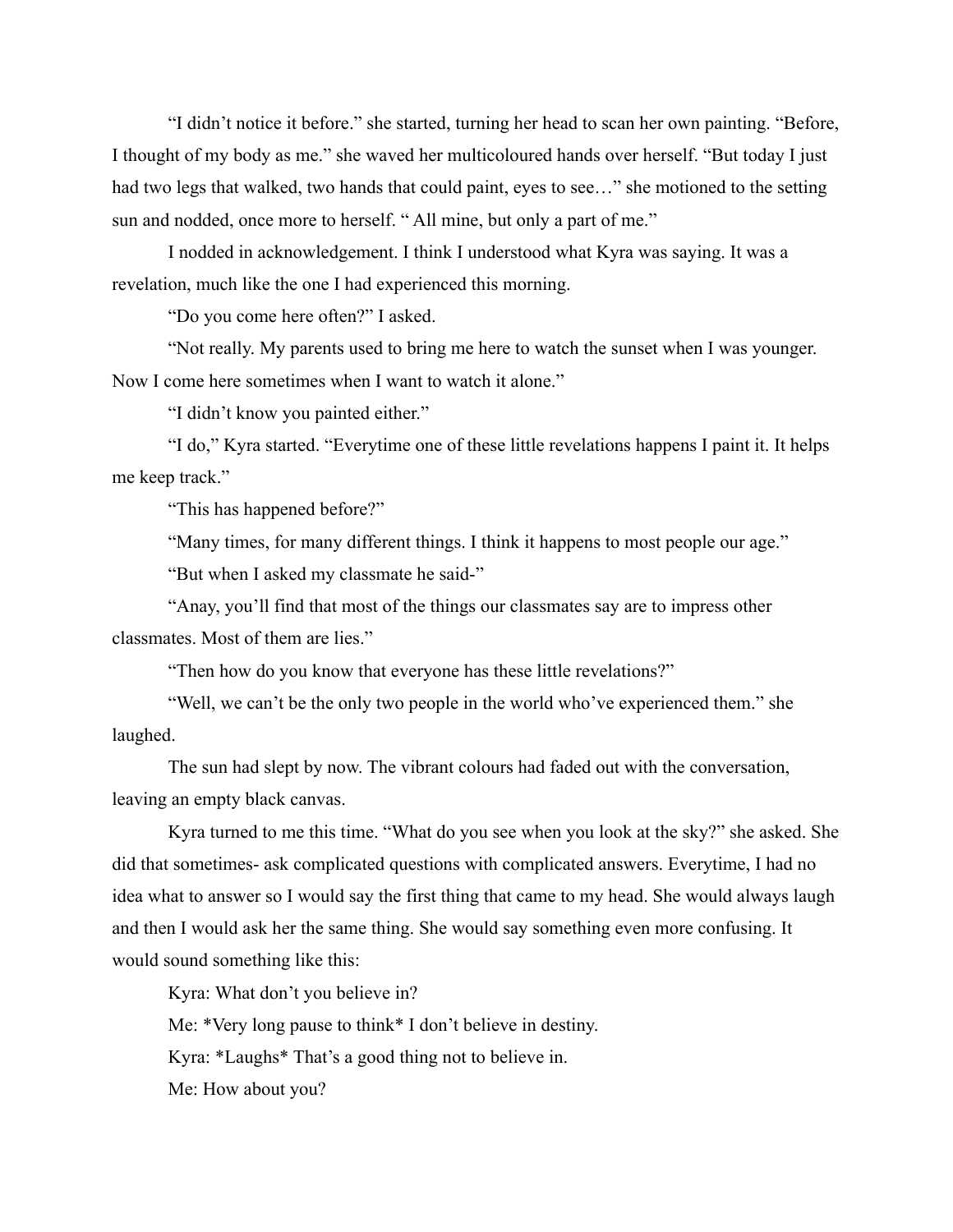"I didn't notice it before." she started, turning her head to scan her own painting. "Before, I thought of my body as me." she waved her multicoloured hands over herself. "But today I just had two legs that walked, two hands that could paint, eyes to see…" she motioned to the setting sun and nodded, once more to herself. " All mine, but only a part of me."

I nodded in acknowledgement. I think I understood what Kyra was saying. It was a revelation, much like the one I had experienced this morning.

"Do you come here often?" I asked.

"Not really. My parents used to bring me here to watch the sunset when I was younger. Now I come here sometimes when I want to watch it alone."

"I didn't know you painted either."

"I do," Kyra started. "Everytime one of these little revelations happens I paint it. It helps me keep track."

"This has happened before?"

"Many times, for many different things. I think it happens to most people our age."

"But when I asked my classmate he said-"

"Anay, you'll find that most of the things our classmates say are to impress other classmates. Most of them are lies."

"Then how do you know that everyone has these little revelations?"

"Well, we can't be the only two people in the world who've experienced them." she laughed.

The sun had slept by now. The vibrant colours had faded out with the conversation, leaving an empty black canvas.

Kyra turned to me this time. "What do you see when you look at the sky?" she asked. She did that sometimes- ask complicated questions with complicated answers. Everytime, I had no idea what to answer so I would say the first thing that came to my head. She would always laugh and then I would ask her the same thing. She would say something even more confusing. It would sound something like this:

Kyra: What don't you believe in?

Me: *Very long pause to think* I don't believe in destiny.

Kyra: *Laughs* That's a good thing not to believe in.

Me: How about you?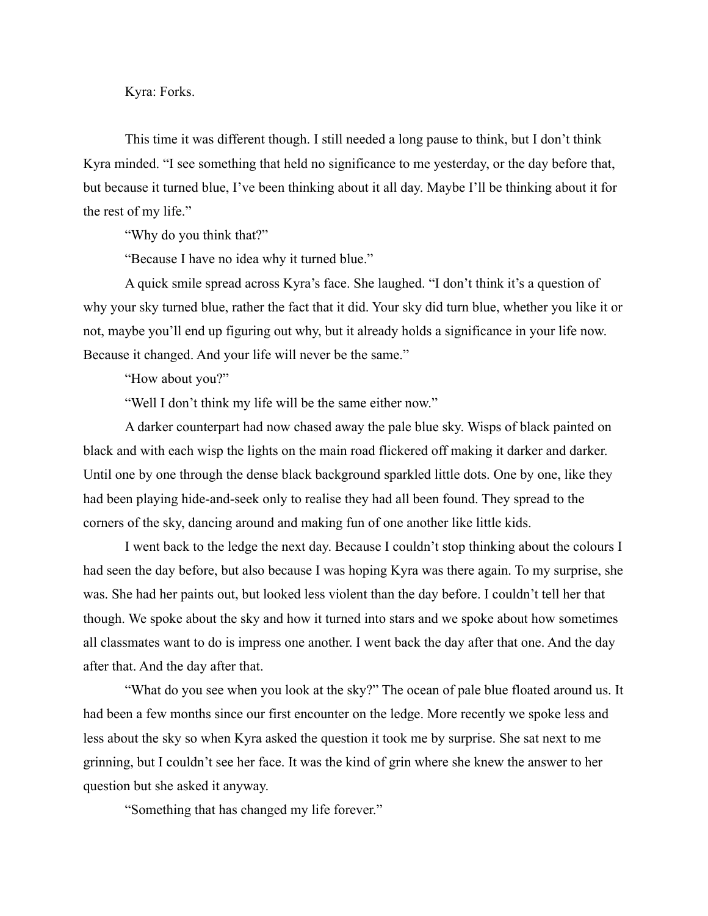Kyra: Forks.

This time it was different though. I still needed a long pause to think, but I don't think Kyra minded. "I see something that held no significance to me yesterday, or the day before that, but because it turned blue, I've been thinking about it all day. Maybe I'll be thinking about it for the rest of my life."

"Why do you think that?"

"Because I have no idea why it turned blue."

A quick smile spread across Kyra's face. She laughed. "I don't think it's a question of why your sky turned blue, rather the fact that it did. Your sky did turn blue, whether you like it or not, maybe you'll end up figuring out why, but it already holds a significance in your life now. Because it changed. And your life will never be the same."

"How about you?"

"Well I don't think my life will be the same either now."

A darker counterpart had now chased away the pale blue sky. Wisps of black painted on black and with each wisp the lights on the main road flickered off making it darker and darker. Until one by one through the dense black background sparkled little dots. One by one, like they had been playing hide-and-seek only to realise they had all been found. They spread to the corners of the sky, dancing around and making fun of one another like little kids.

I went back to the ledge the next day. Because I couldn't stop thinking about the colours I had seen the day before, but also because I was hoping Kyra was there again. To my surprise, she was. She had her paints out, but looked less violent than the day before. I couldn't tell her that though. We spoke about the sky and how it turned into stars and we spoke about how sometimes all classmates want to do is impress one another. I went back the day after that one. And the day after that. And the day after that.

"What do you see when you look at the sky?" The ocean of pale blue floated around us. It had been a few months since our first encounter on the ledge. More recently we spoke less and less about the sky so when Kyra asked the question it took me by surprise. She sat next to me grinning, but I couldn't see her face. It was the kind of grin where she knew the answer to her question but she asked it anyway.

"Something that has changed my life forever."